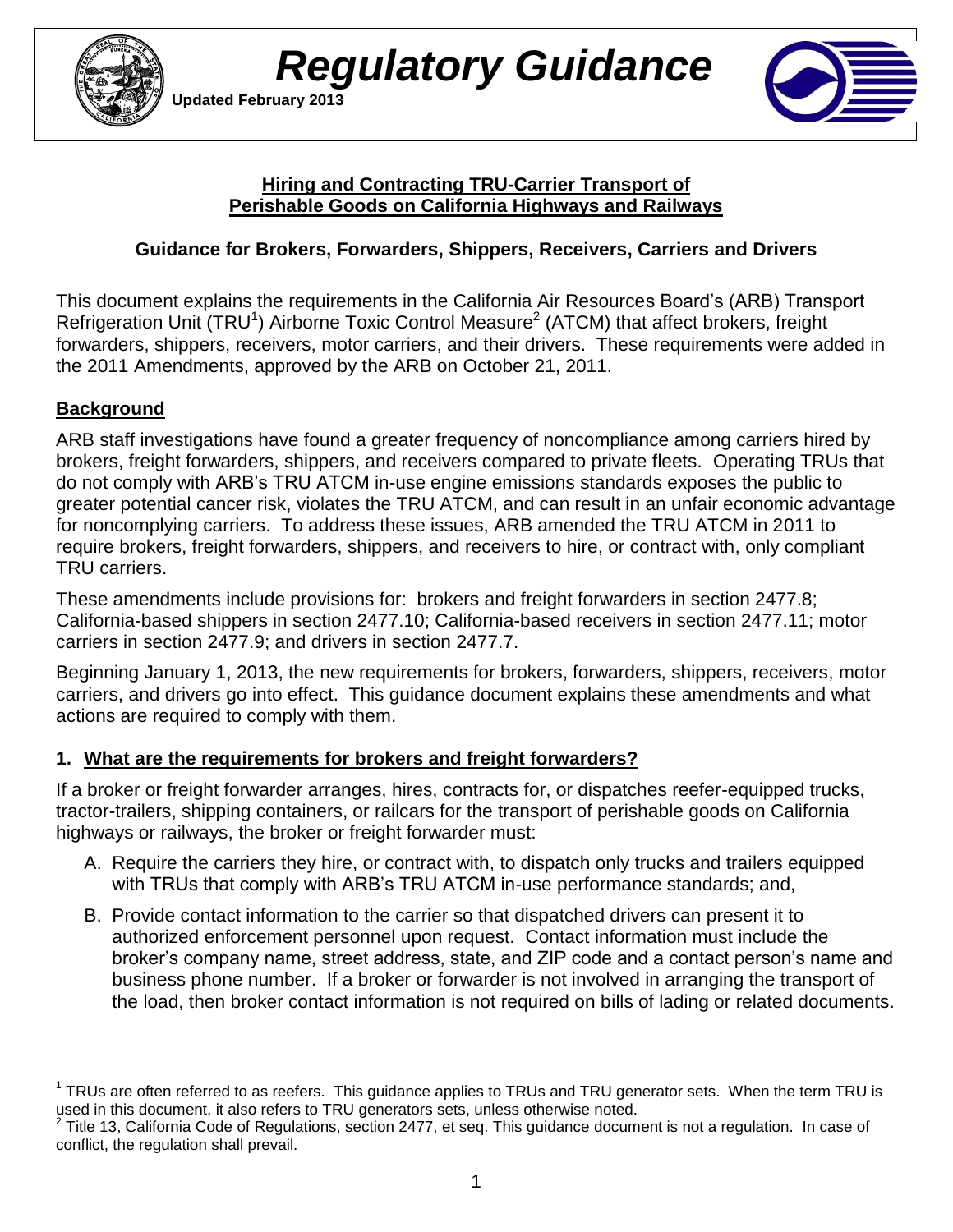# *Regulatory Guidance*

**Updated February 2013**

## Hiring and Contracting TRU-Carrier Transport of Perishable Goods on California Highways and Railways

### Guidance for Brokers, Forwarders, Shippers, Receivers, Carriers and Drivers

This document explains the requirements in the California Air Resources Board's (ARB) Transport Refrigeration Unit (TRU[1]) Airborne Toxic Control Measure[2] (ATCM) that affect brokers, freight forwarders, shippers, receivers, motor carriers, and their drivers. These requirements were added in the 2011 Amendments, approved by the ARB on October 21, 2011.

## Background

ARB staff investigations have found a greater frequency of noncompliance among carriers hired by brokers, freight forwarders, shippers, and receivers compared to private fleets. Operating TRUs that do not comply with ARB's TRU ATCM in-use engine emissions standards exposes the public to greater potential cancer risk, violates the TRU ATCM, and can result in an unfair economic advantage for noncomplying carriers. To address these issues, ARB amended the TRU ATCM in 2011 to require brokers, freight forwarders, shippers, and receivers to hire, or contract with, only compliant TRU carriers.

These amendments include provisions for: brokers and freight forwarders in section 2477.8; California-based shippers in section 2477.10; California-based receivers in section 2477.11; motor carriers in section 2477.9; and drivers in section 2477.7.

Beginning January 1, 2013, the new requirements for brokers, forwarders, shippers, receivers, motor carriers, and drivers go into effect. This guidance document explains these amendments and what actions are required to comply with them.

## 1. What are the requirements for brokers and freight forwarders?

If a broker or freight forwarder arranges, hires, contracts for, or dispatches reefer-equipped trucks, tractor-trailers, shipping containers, or railcars for the transport of perishable goods on California highways or railways, the broker or freight forwarder must:

A. Require the carriers they hire, or contract with, to dispatch only trucks and trailers equipped with TRUs that comply with ARB's TRU ATCM in-use performance standards; and,

B. Provide contact information to the carrier so that dispatched drivers can present it to authorized enforcement personnel upon request. Contact information must include the broker's company name, street address, state, and ZIP code and a contact person's name and business phone number. If a broker or forwarder is not involved in arranging the transport of the load, then broker contact information is not required on bills of lading or related documents.

---

[1] TRUs are often referred to as reefers. This guidance applies to TRUs and TRU generator sets. When the term TRU is used in this document, it also refers to TRU generators sets, unless otherwise noted.

[2] Title 13, California Code of Regulations, section 2477, et seq. This guidance document is not a regulation. In case of conflict, the regulation shall prevail.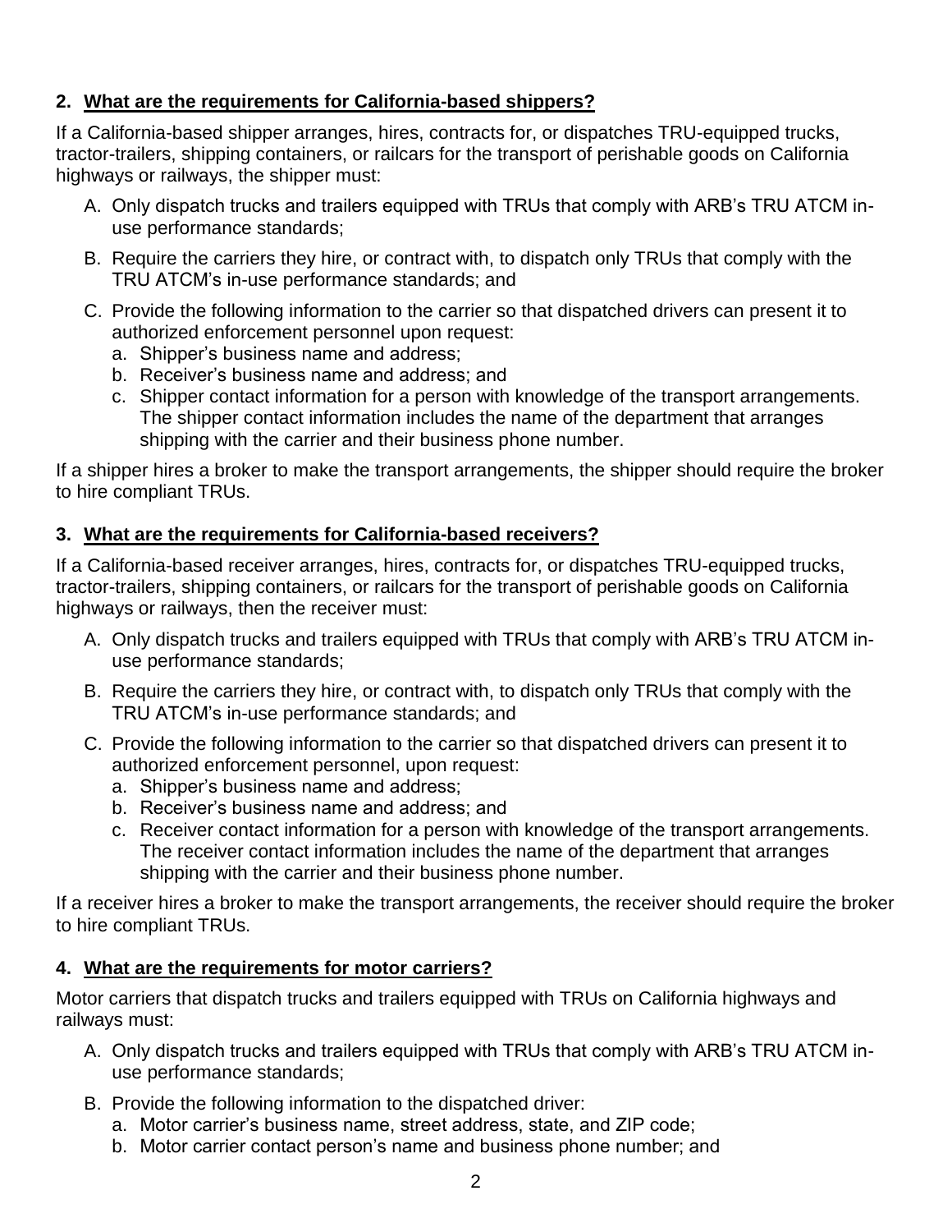## 2. What are the requirements for California-based shippers?

If a California-based shipper arranges, hires, contracts for, or dispatches TRU-equipped trucks, tractor-trailers, shipping containers, or railcars for the transport of perishable goods on California highways or railways, the shipper must:

A. Only dispatch trucks and trailers equipped with TRUs that comply with ARB's TRU ATCM in-use performance standards;

B. Require the carriers they hire, or contract with, to dispatch only TRUs that comply with the TRU ATCM's in-use performance standards; and

C. Provide the following information to the carrier so that dispatched drivers can present it to authorized enforcement personnel upon request:
   a. Shipper's business name and address;
   b. Receiver's business name and address; and
   c. Shipper contact information for a person with knowledge of the transport arrangements. The shipper contact information includes the name of the department that arranges shipping with the carrier and their business phone number.

If a shipper hires a broker to make the transport arrangements, the shipper should require the broker to hire compliant TRUs.

## 3. What are the requirements for California-based receivers?

If a California-based receiver arranges, hires, contracts for, or dispatches TRU-equipped trucks, tractor-trailers, shipping containers, or railcars for the transport of perishable goods on California highways or railways, then the receiver must:

A. Only dispatch trucks and trailers equipped with TRUs that comply with ARB's TRU ATCM in-use performance standards;

B. Require the carriers they hire, or contract with, to dispatch only TRUs that comply with the TRU ATCM's in-use performance standards; and

C. Provide the following information to the carrier so that dispatched drivers can present it to authorized enforcement personnel, upon request:
   a. Shipper's business name and address;
   b. Receiver's business name and address; and
   c. Receiver contact information for a person with knowledge of the transport arrangements. The receiver contact information includes the name of the department that arranges shipping with the carrier and their business phone number.

If a receiver hires a broker to make the transport arrangements, the receiver should require the broker to hire compliant TRUs.

## 4. What are the requirements for motor carriers?

Motor carriers that dispatch trucks and trailers equipped with TRUs on California highways and railways must:

A. Only dispatch trucks and trailers equipped with TRUs that comply with ARB's TRU ATCM in-use performance standards;

B. Provide the following information to the dispatched driver:
   a. Motor carrier's business name, street address, state, and ZIP code;
   b. Motor carrier contact person's name and business phone number; and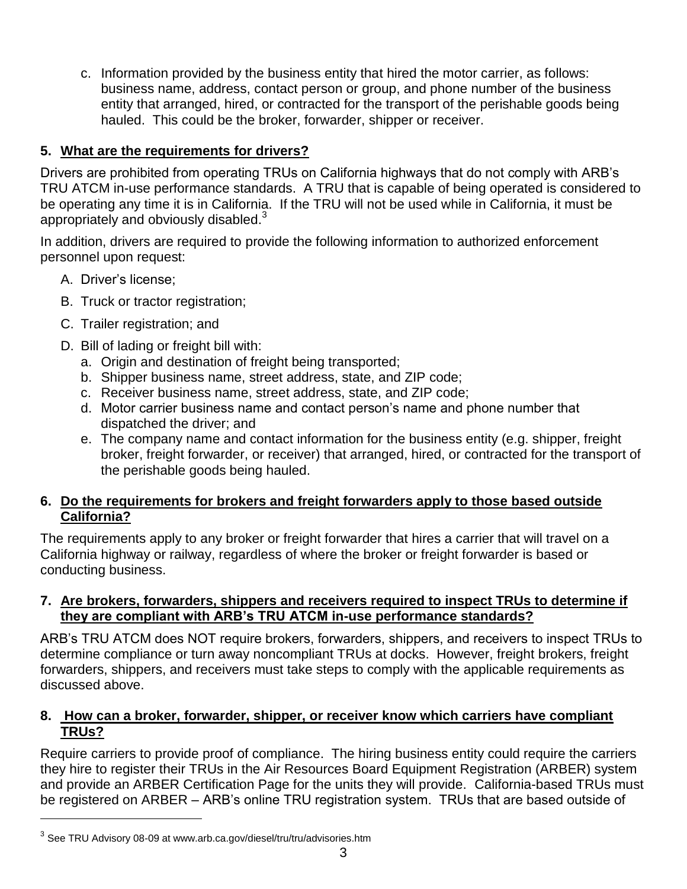c. Information provided by the business entity that hired the motor carrier, as follows: business name, address, contact person or group, and phone number of the business entity that arranged, hired, or contracted for the transport of the perishable goods being hauled. This could be the broker, forwarder, shipper or receiver.

## 5. What are the requirements for drivers?

Drivers are prohibited from operating TRUs on California highways that do not comply with ARB's TRU ATCM in-use performance standards. A TRU that is capable of being operated is considered to be operating any time it is in California. If the TRU will not be used while in California, it must be appropriately and obviously disabled.[3]

In addition, drivers are required to provide the following information to authorized enforcement personnel upon request:

A. Driver's license;

B. Truck or tractor registration;

C. Trailer registration; and

D. Bill of lading or freight bill with:
   a. Origin and destination of freight being transported;
   b. Shipper business name, street address, state, and ZIP code;
   c. Receiver business name, street address, state, and ZIP code;
   d. Motor carrier business name and contact person's name and phone number that dispatched the driver; and
   e. The company name and contact information for the business entity (e.g. shipper, freight broker, freight forwarder, or receiver) that arranged, hired, or contracted for the transport of the perishable goods being hauled.

## 6. Do the requirements for brokers and freight forwarders apply to those based outside California?

The requirements apply to any broker or freight forwarder that hires a carrier that will travel on a California highway or railway, regardless of where the broker or freight forwarder is based or conducting business.

## 7. Are brokers, forwarders, shippers and receivers required to inspect TRUs to determine if they are compliant with ARB's TRU ATCM in-use performance standards?

ARB's TRU ATCM does NOT require brokers, forwarders, shippers, and receivers to inspect TRUs to determine compliance or turn away noncompliant TRUs at docks. However, freight brokers, freight forwarders, shippers, and receivers must take steps to comply with the applicable requirements as discussed above.

## 8. How can a broker, forwarder, shipper, or receiver know which carriers have compliant TRUs?

Require carriers to provide proof of compliance. The hiring business entity could require the carriers they hire to register their TRUs in the Air Resources Board Equipment Registration (ARBER) system and provide an ARBER Certification Page for the units they will provide. California-based TRUs must be registered on ARBER – ARB's online TRU registration system. TRUs that are based outside of

[3] See TRU Advisory 08-09 at www.arb.ca.gov/diesel/tru/tru/advisories.htm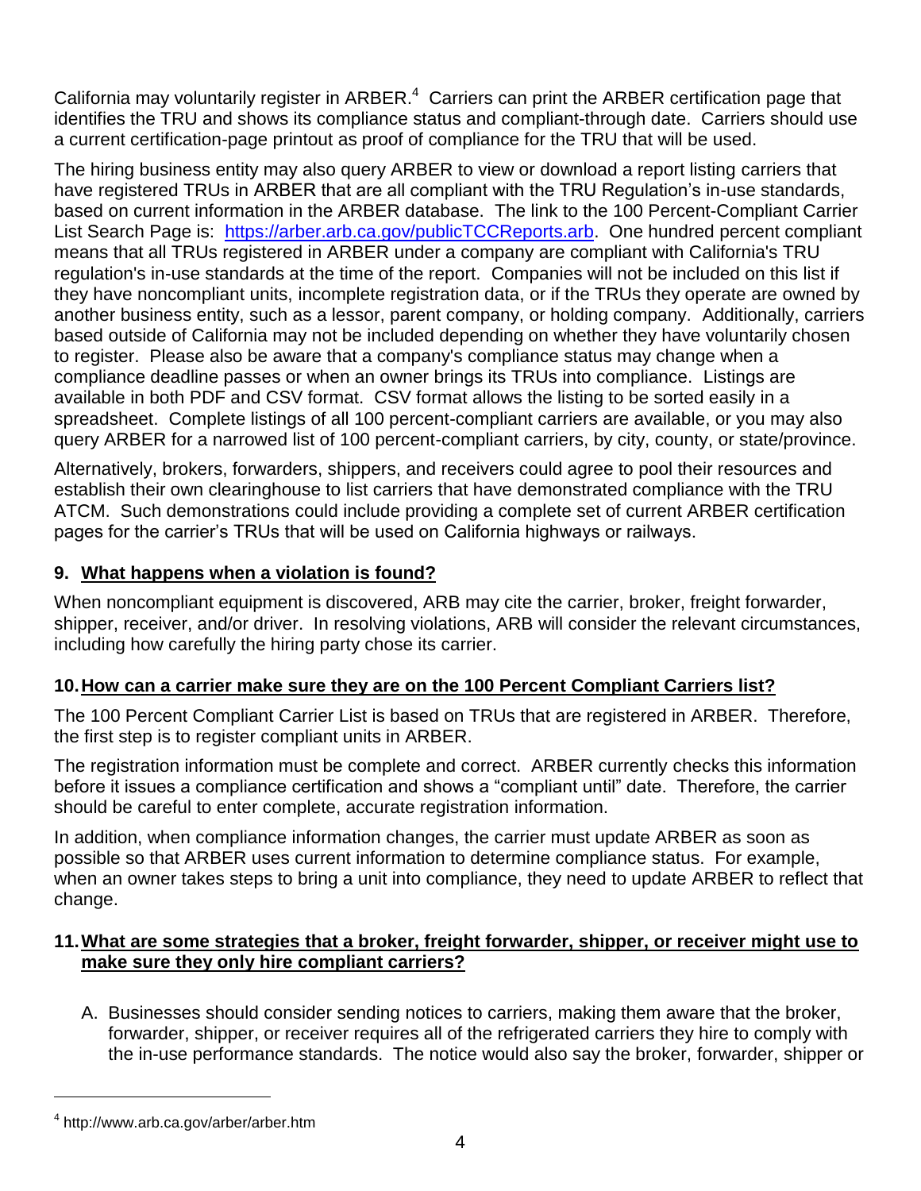California may voluntarily register in ARBER.[4] Carriers can print the ARBER certification page that identifies the TRU and shows its compliance status and compliant-through date. Carriers should use a current certification-page printout as proof of compliance for the TRU that will be used.

The hiring business entity may also query ARBER to view or download a report listing carriers that have registered TRUs in ARBER that are all compliant with the TRU Regulation's in-use standards, based on current information in the ARBER database. The link to the 100 Percent-Compliant Carrier List Search Page is: [https://arber.arb.ca.gov/publicTCCReports.arb](https://arber.arb.ca.gov/publicTCCReports.arb). One hundred percent compliant means that all TRUs registered in ARBER under a company are compliant with California's TRU regulation's in-use standards at the time of the report. Companies will not be included on this list if they have noncompliant units, incomplete registration data, or if the TRUs they operate are owned by another business entity, such as a lessor, parent company, or holding company. Additionally, carriers based outside of California may not be included depending on whether they have voluntarily chosen to register. Please also be aware that a company's compliance status may change when a compliance deadline passes or when an owner brings its TRUs into compliance. Listings are available in both PDF and CSV format. CSV format allows the listing to be sorted easily in a spreadsheet. Complete listings of all 100 percent-compliant carriers are available, or you may also query ARBER for a narrowed list of 100 percent-compliant carriers, by city, county, or state/province.

Alternatively, brokers, forwarders, shippers, and receivers could agree to pool their resources and establish their own clearinghouse to list carriers that have demonstrated compliance with the TRU ATCM. Such demonstrations could include providing a complete set of current ARBER certification pages for the carrier's TRUs that will be used on California highways or railways.

## 9. What happens when a violation is found?

When noncompliant equipment is discovered, ARB may cite the carrier, broker, freight forwarder, shipper, receiver, and/or driver. In resolving violations, ARB will consider the relevant circumstances, including how carefully the hiring party chose its carrier.

## 10. How can a carrier make sure they are on the 100 Percent Compliant Carriers list?

The 100 Percent Compliant Carrier List is based on TRUs that are registered in ARBER. Therefore, the first step is to register compliant units in ARBER.

The registration information must be complete and correct. ARBER currently checks this information before it issues a compliance certification and shows a "compliant until" date. Therefore, the carrier should be careful to enter complete, accurate registration information.

In addition, when compliance information changes, the carrier must update ARBER as soon as possible so that ARBER uses current information to determine compliance status. For example, when an owner takes steps to bring a unit into compliance, they need to update ARBER to reflect that change.

## 11. What are some strategies that a broker, freight forwarder, shipper, or receiver might use to make sure they only hire compliant carriers?

A. Businesses should consider sending notices to carriers, making them aware that the broker, forwarder, shipper, or receiver requires all of the refrigerated carriers they hire to comply with the in-use performance standards. The notice would also say the broker, forwarder, shipper or

[4] http://www.arb.ca.gov/arber/arber.htm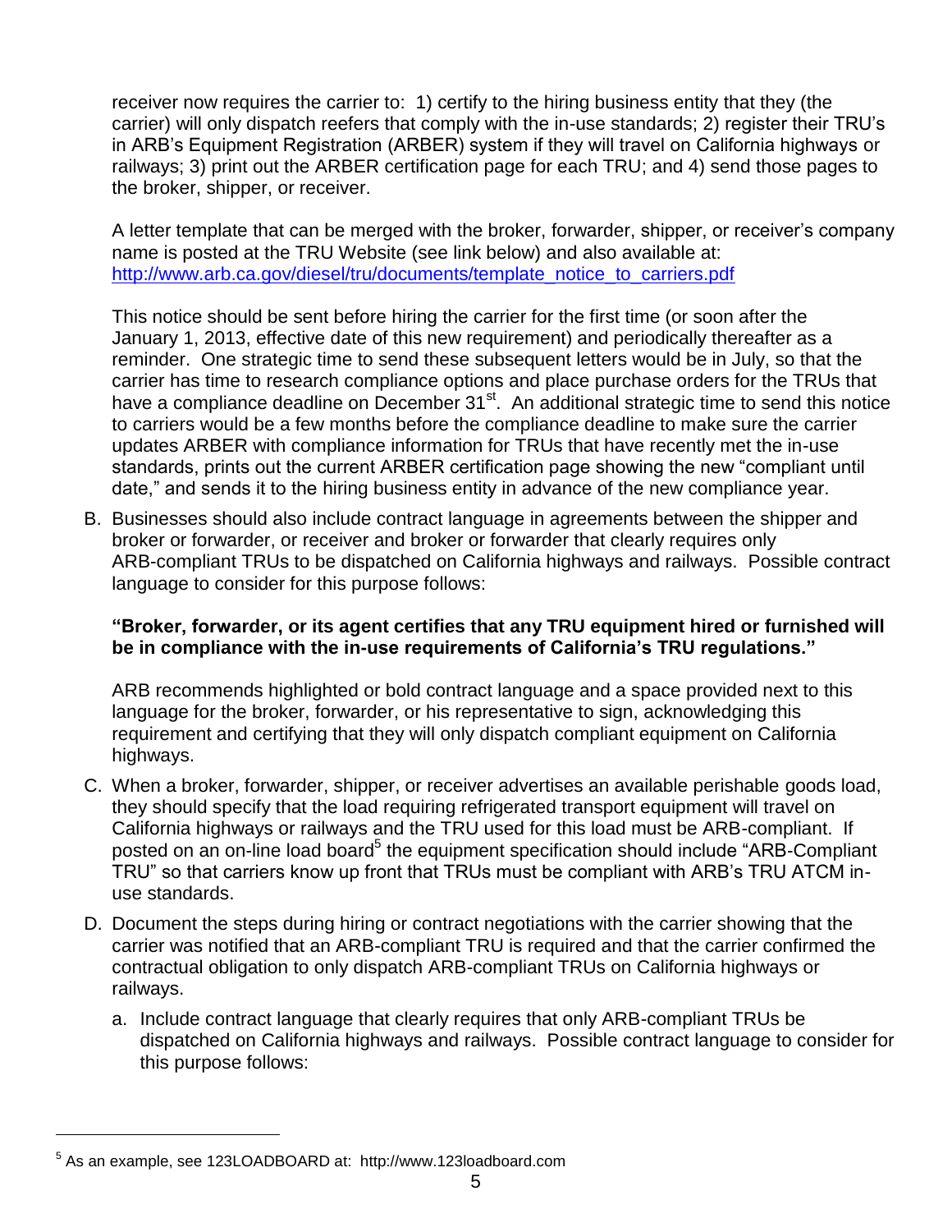receiver now requires the carrier to: 1) certify to the hiring business entity that they (the carrier) will only dispatch reefers that comply with the in-use standards; 2) register their TRU's in ARB's Equipment Registration (ARBER) system if they will travel on California highways or railways; 3) print out the ARBER certification page for each TRU; and 4) send those pages to the broker, shipper, or receiver.

A letter template that can be merged with the broker, forwarder, shipper, or receiver's company name is posted at the TRU Website (see link below) and also available at: [http://www.arb.ca.gov/diesel/tru/documents/template_notice_to_carriers.pdf](http://www.arb.ca.gov/diesel/tru/documents/template_notice_to_carriers.pdf)

This notice should be sent before hiring the carrier for the first time (or soon after the January 1, 2013, effective date of this new requirement) and periodically thereafter as a reminder. One strategic time to send these subsequent letters would be in July, so that the carrier has time to research compliance options and place purchase orders for the TRUs that have a compliance deadline on December 31st. An additional strategic time to send this notice to carriers would be a few months before the compliance deadline to make sure the carrier updates ARBER with compliance information for TRUs that have recently met the in-use standards, prints out the current ARBER certification page showing the new "compliant until date," and sends it to the hiring business entity in advance of the new compliance year.

B. Businesses should also include contract language in agreements between the shipper and broker or forwarder, or receiver and broker or forwarder that clearly requires only ARB-compliant TRUs to be dispatched on California highways and railways. Possible contract language to consider for this purpose follows:

   **"Broker, forwarder, or its agent certifies that any TRU equipment hired or furnished will be in compliance with the in-use requirements of California's TRU regulations."**

   ARB recommends highlighted or bold contract language and a space provided next to this language for the broker, forwarder, or his representative to sign, acknowledging this requirement and certifying that they will only dispatch compliant equipment on California highways.

C. When a broker, forwarder, shipper, or receiver advertises an available perishable goods load, they should specify that the load requiring refrigerated transport equipment will travel on California highways or railways and the TRU used for this load must be ARB-compliant. If posted on an on-line load board[5] the equipment specification should include "ARB-Compliant TRU" so that carriers know up front that TRUs must be compliant with ARB's TRU ATCM in-use standards.

D. Document the steps during hiring or contract negotiations with the carrier showing that the carrier was notified that an ARB-compliant TRU is required and that the carrier confirmed the contractual obligation to only dispatch ARB-compliant TRUs on California highways or railways.

   a. Include contract language that clearly requires that only ARB-compliant TRUs be dispatched on California highways and railways. Possible contract language to consider for this purpose follows:

---

[5] As an example, see 123LOADBOARD at: http://www.123loadboard.com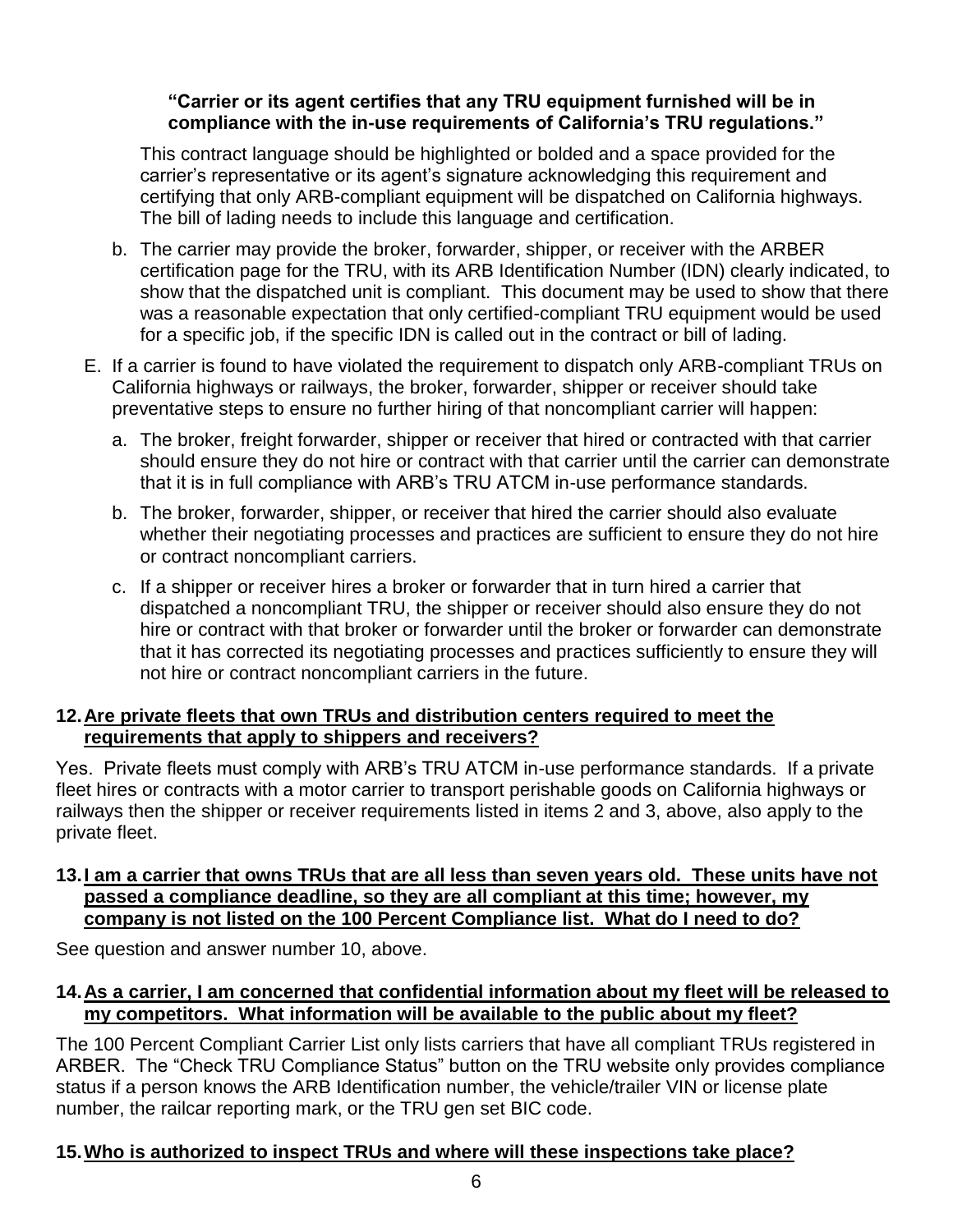**"Carrier or its agent certifies that any TRU equipment furnished will be in compliance with the in-use requirements of California's TRU regulations."**

This contract language should be highlighted or bolded and a space provided for the carrier's representative or its agent's signature acknowledging this requirement and certifying that only ARB-compliant equipment will be dispatched on California highways. The bill of lading needs to include this language and certification.

b. The carrier may provide the broker, forwarder, shipper, or receiver with the ARBER certification page for the TRU, with its ARB Identification Number (IDN) clearly indicated, to show that the dispatched unit is compliant. This document may be used to show that there was a reasonable expectation that only certified-compliant TRU equipment would be used for a specific job, if the specific IDN is called out in the contract or bill of lading.

E. If a carrier is found to have violated the requirement to dispatch only ARB-compliant TRUs on California highways or railways, the broker, forwarder, shipper or receiver should take preventative steps to ensure no further hiring of that noncompliant carrier will happen:

a. The broker, freight forwarder, shipper or receiver that hired or contracted with that carrier should ensure they do not hire or contract with that carrier until the carrier can demonstrate that it is in full compliance with ARB's TRU ATCM in-use performance standards.

b. The broker, forwarder, shipper, or receiver that hired the carrier should also evaluate whether their negotiating processes and practices are sufficient to ensure they do not hire or contract noncompliant carriers.

c. If a shipper or receiver hires a broker or forwarder that in turn hired a carrier that dispatched a noncompliant TRU, the shipper or receiver should also ensure they do not hire or contract with that broker or forwarder until the broker or forwarder can demonstrate that it has corrected its negotiating processes and practices sufficiently to ensure they will not hire or contract noncompliant carriers in the future.

**12. Are private fleets that own TRUs and distribution centers required to meet the requirements that apply to shippers and receivers?**

Yes. Private fleets must comply with ARB's TRU ATCM in-use performance standards. If a private fleet hires or contracts with a motor carrier to transport perishable goods on California highways or railways then the shipper or receiver requirements listed in items 2 and 3, above, also apply to the private fleet.

**13. I am a carrier that owns TRUs that are all less than seven years old. These units have not passed a compliance deadline, so they are all compliant at this time; however, my company is not listed on the 100 Percent Compliance list. What do I need to do?**

See question and answer number 10, above.

**14. As a carrier, I am concerned that confidential information about my fleet will be released to my competitors. What information will be available to the public about my fleet?**

The 100 Percent Compliant Carrier List only lists carriers that have all compliant TRUs registered in ARBER. The "Check TRU Compliance Status" button on the TRU website only provides compliance status if a person knows the ARB Identification number, the vehicle/trailer VIN or license plate number, the railcar reporting mark, or the TRU gen set BIC code.

**15. Who is authorized to inspect TRUs and where will these inspections take place?**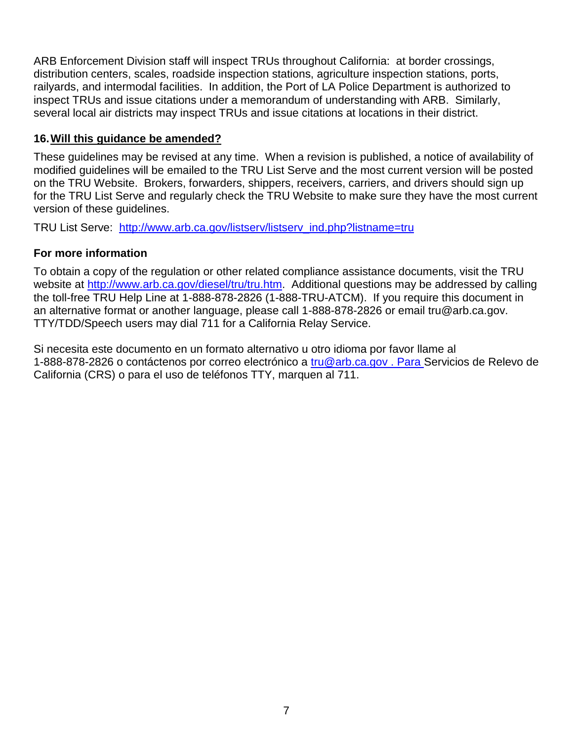ARB Enforcement Division staff will inspect TRUs throughout California: at border crossings, distribution centers, scales, roadside inspection stations, agriculture inspection stations, ports, railyards, and intermodal facilities. In addition, the Port of LA Police Department is authorized to inspect TRUs and issue citations under a memorandum of understanding with ARB. Similarly, several local air districts may inspect TRUs and issue citations at locations in their district.

### 16. Will this guidance be amended?

These guidelines may be revised at any time. When a revision is published, a notice of availability of modified guidelines will be emailed to the TRU List Serve and the most current version will be posted on the TRU Website. Brokers, forwarders, shippers, receivers, carriers, and drivers should sign up for the TRU List Serve and regularly check the TRU Website to make sure they have the most current version of these guidelines.

TRU List Serve: http://www.arb.ca.gov/listserv/listserv_ind.php?listname=tru

### For more information

To obtain a copy of the regulation or other related compliance assistance documents, visit the TRU website at http://www.arb.ca.gov/diesel/tru/tru.htm. Additional questions may be addressed by calling the toll-free TRU Help Line at 1-888-878-2826 (1-888-TRU-ATCM). If you require this document in an alternative format or another language, please call 1-888-878-2826 or email tru@arb.ca.gov. TTY/TDD/Speech users may dial 711 for a California Relay Service.

Si necesita este documento en un formato alternativo u otro idioma por favor llame al 1-888-878-2826 o contáctenos por correo electrónico a tru@arb.ca.gov . Para Servicios de Relevo de California (CRS) o para el uso de teléfonos TTY, marquen al 711.